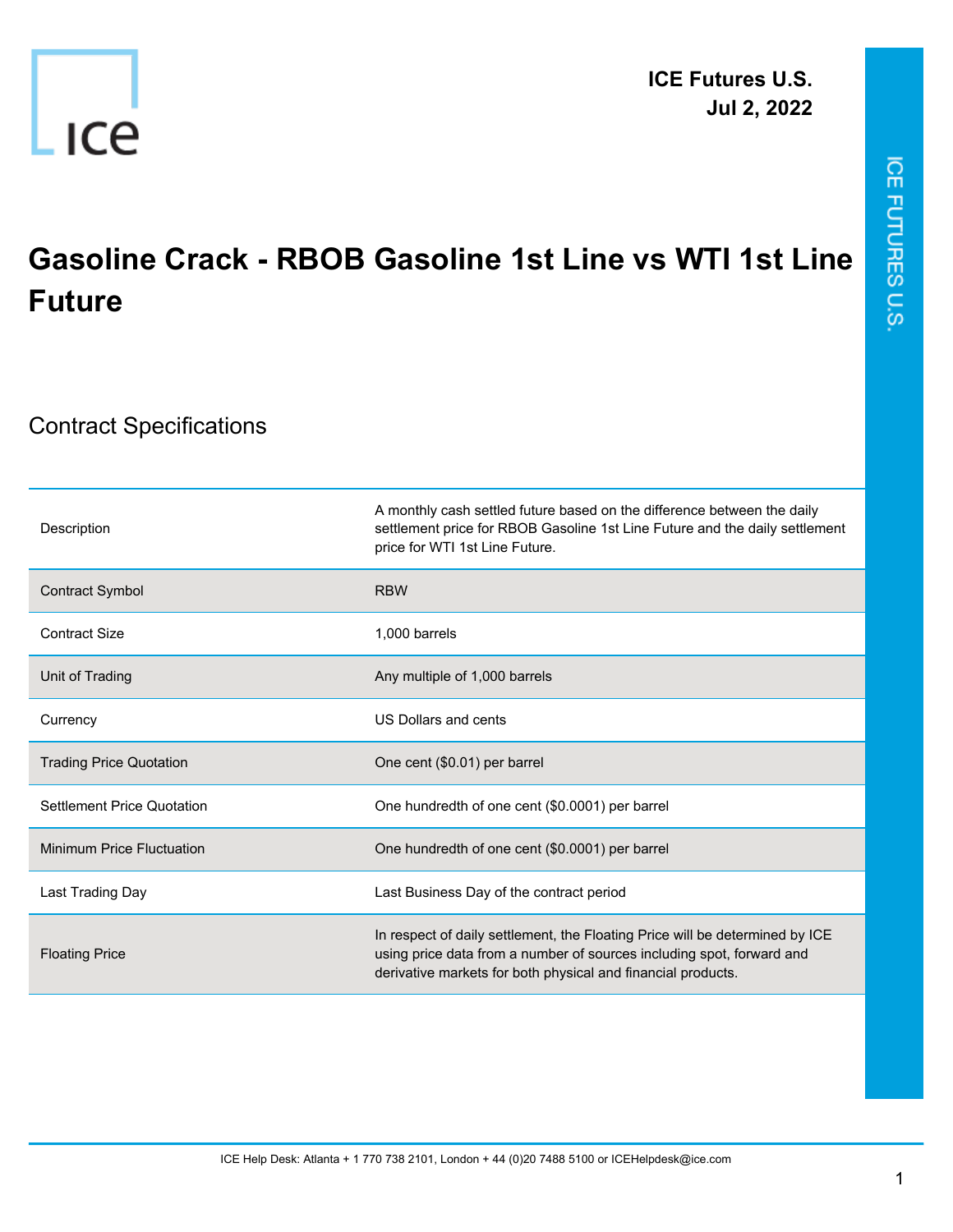**ICE Futures U.S.**
**Jul 2, 2022**

# Gasoline Crack - RBOB Gasoline 1st Line vs WTI 1st Line Future

## Contract Specifications

| | |
|---|---|
| Description | A monthly cash settled future based on the difference between the daily settlement price for RBOB Gasoline 1st Line Future and the daily settlement price for WTI 1st Line Future. |
| Contract Symbol | RBW |
| Contract Size | 1,000 barrels |
| Unit of Trading | Any multiple of 1,000 barrels |
| Currency | US Dollars and cents |
| Trading Price Quotation | One cent ($0.01) per barrel |
| Settlement Price Quotation | One hundredth of one cent ($0.0001) per barrel |
| Minimum Price Fluctuation | One hundredth of one cent ($0.0001) per barrel |
| Last Trading Day | Last Business Day of the contract period |
| Floating Price | In respect of daily settlement, the Floating Price will be determined by ICE using price data from a number of sources including spot, forward and derivative markets for both physical and financial products. |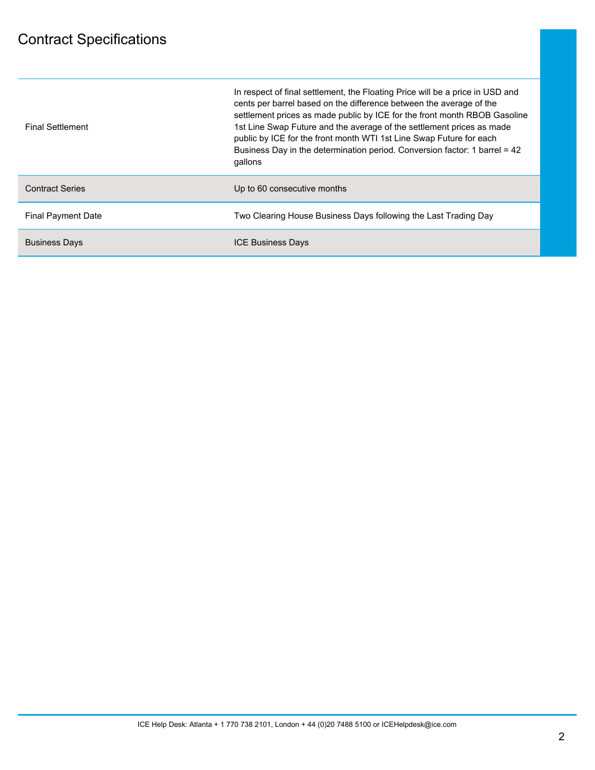# Contract Specifications

| | |
|---|---|
| Final Settlement | In respect of final settlement, the Floating Price will be a price in USD and cents per barrel based on the difference between the average of the settlement prices as made public by ICE for the front month RBOB Gasoline 1st Line Swap Future and the average of the settlement prices as made public by ICE for the front month WTI 1st Line Swap Future for each Business Day in the determination period. Conversion factor: 1 barrel = 42 gallons |
| Contract Series | Up to 60 consecutive months |
| Final Payment Date | Two Clearing House Business Days following the Last Trading Day |
| Business Days | ICE Business Days |

ICE Help Desk: Atlanta + 1 770 738 2101, London + 44 (0)20 7488 5100 or ICEHelpdesk@ice.com